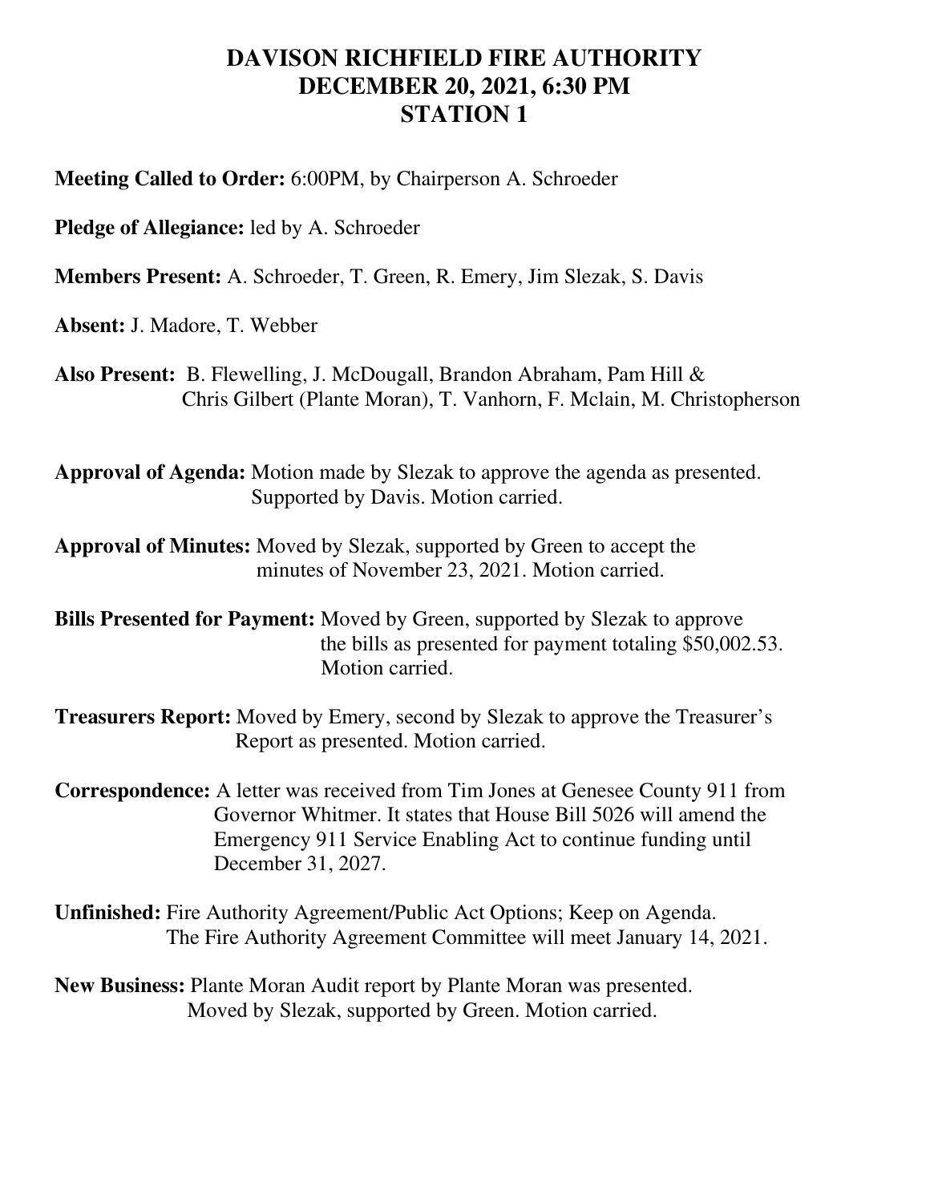# DAVISON RICHFIELD FIRE AUTHORITY
# DECEMBER 20, 2021, 6:30 PM
# STATION 1

**Meeting Called to Order:** 6:00PM, by Chairperson A. Schroeder

**Pledge of Allegiance:** led by A. Schroeder

**Members Present:** A. Schroeder, T. Green, R. Emery, Jim Slezak, S. Davis

**Absent:** J. Madore, T. Webber

**Also Present:** B. Flewelling, J. McDougall, Brandon Abraham, Pam Hill & Chris Gilbert (Plante Moran), T. Vanhorn, F. Mclain, M. Christopherson

**Approval of Agenda:** Motion made by Slezak to approve the agenda as presented. Supported by Davis. Motion carried.

**Approval of Minutes:** Moved by Slezak, supported by Green to accept the minutes of November 23, 2021. Motion carried.

**Bills Presented for Payment:** Moved by Green, supported by Slezak to approve the bills as presented for payment totaling $50,002.53. Motion carried.

**Treasurers Report:** Moved by Emery, second by Slezak to approve the Treasurer's Report as presented. Motion carried.

**Correspondence:** A letter was received from Tim Jones at Genesee County 911 from Governor Whitmer. It states that House Bill 5026 will amend the Emergency 911 Service Enabling Act to continue funding until December 31, 2027.

**Unfinished:** Fire Authority Agreement/Public Act Options; Keep on Agenda. The Fire Authority Agreement Committee will meet January 14, 2021.

**New Business:** Plante Moran Audit report by Plante Moran was presented. Moved by Slezak, supported by Green. Motion carried.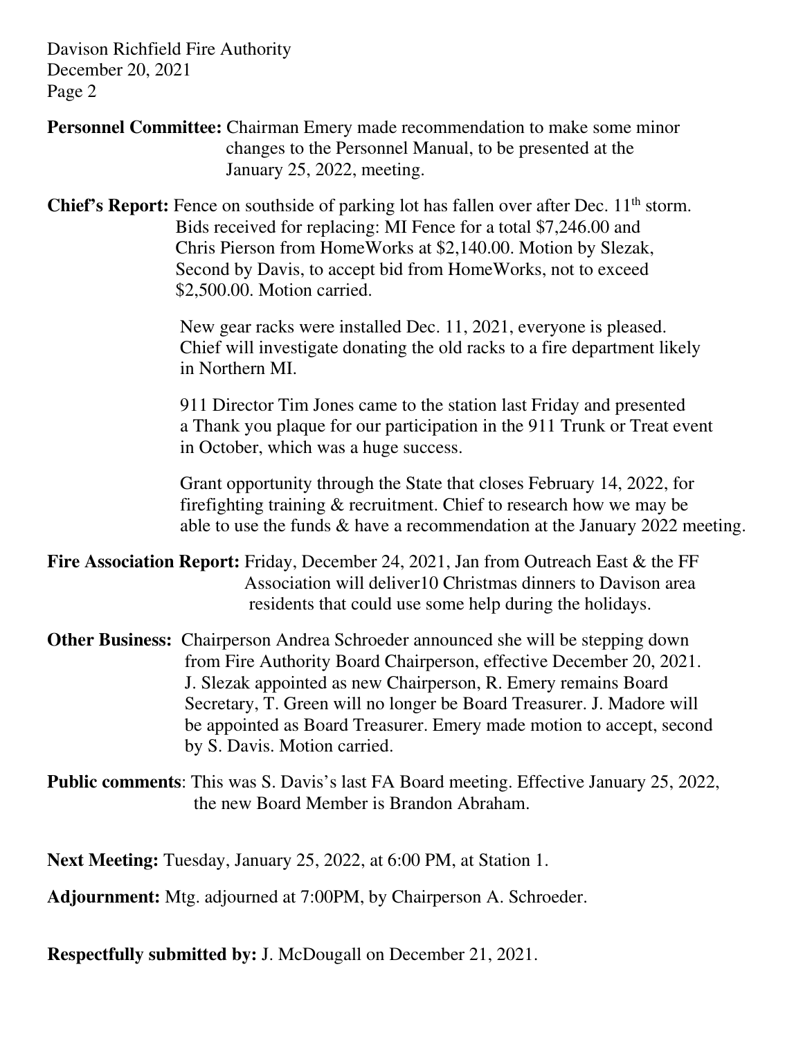**Personnel Committee:** Chairman Emery made recommendation to make some minor changes to the Personnel Manual, to be presented at the January 25, 2022, meeting.

**Chief's Report:** Fence on southside of parking lot has fallen over after Dec. 11th storm. Bids received for replacing: MI Fence for a total $7,246.00 and Chris Pierson from HomeWorks at $2,140.00. Motion by Slezak, Second by Davis, to accept bid from HomeWorks, not to exceed $2,500.00. Motion carried.

New gear racks were installed Dec. 11, 2021, everyone is pleased. Chief will investigate donating the old racks to a fire department likely in Northern MI.

911 Director Tim Jones came to the station last Friday and presented a Thank you plaque for our participation in the 911 Trunk or Treat event in October, which was a huge success.

Grant opportunity through the State that closes February 14, 2022, for firefighting training & recruitment. Chief to research how we may be able to use the funds & have a recommendation at the January 2022 meeting.

**Fire Association Report:** Friday, December 24, 2021, Jan from Outreach East & the FF Association will deliver10 Christmas dinners to Davison area residents that could use some help during the holidays.

**Other Business:** Chairperson Andrea Schroeder announced she will be stepping down from Fire Authority Board Chairperson, effective December 20, 2021. J. Slezak appointed as new Chairperson, R. Emery remains Board Secretary, T. Green will no longer be Board Treasurer. J. Madore will be appointed as Board Treasurer. Emery made motion to accept, second by S. Davis. Motion carried.

**Public comments**: This was S. Davis's last FA Board meeting. Effective January 25, 2022, the new Board Member is Brandon Abraham.

**Next Meeting:** Tuesday, January 25, 2022, at 6:00 PM, at Station 1.

**Adjournment:** Mtg. adjourned at 7:00PM, by Chairperson A. Schroeder.

**Respectfully submitted by:** J. McDougall on December 21, 2021.